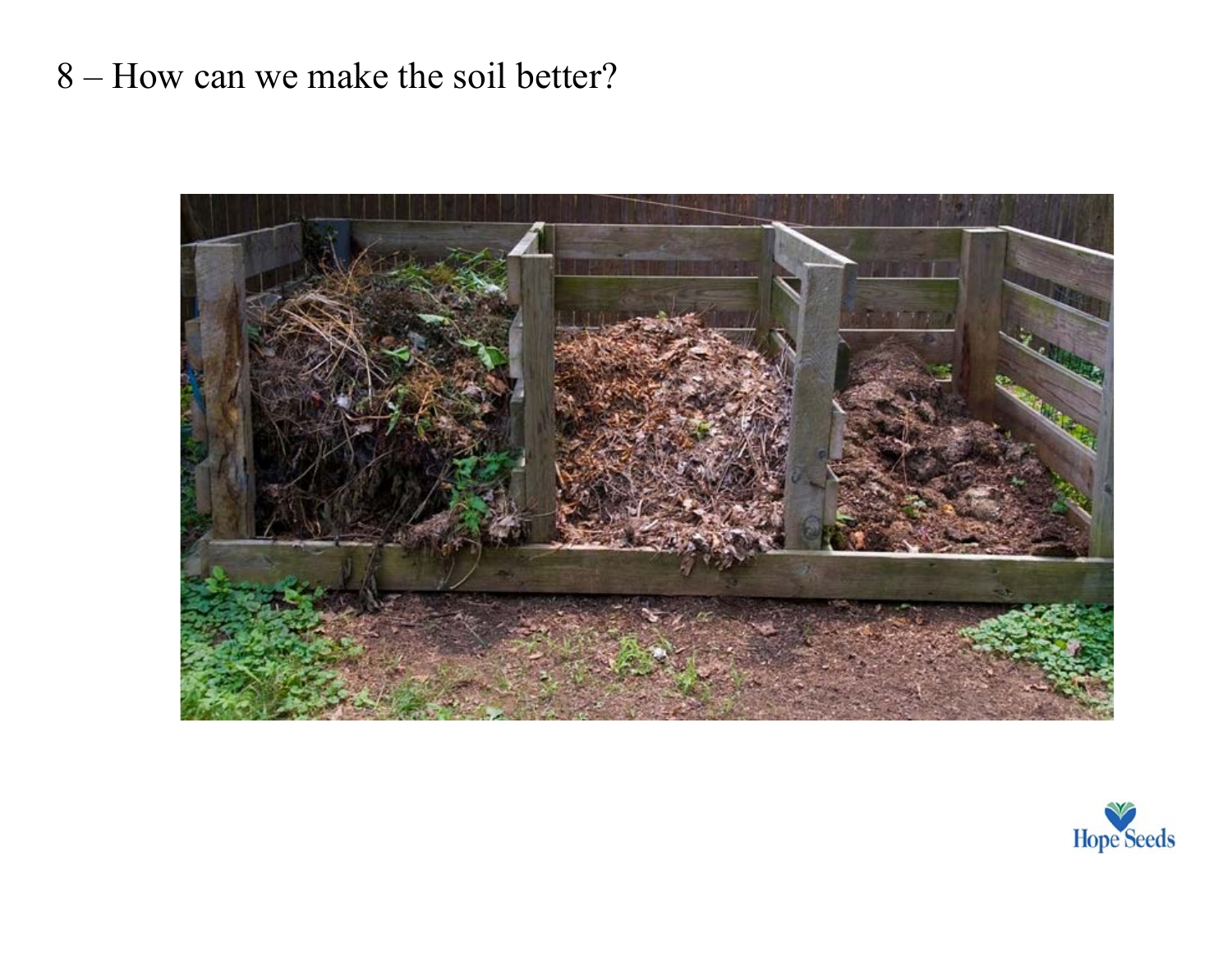8 – How can we make the soil better?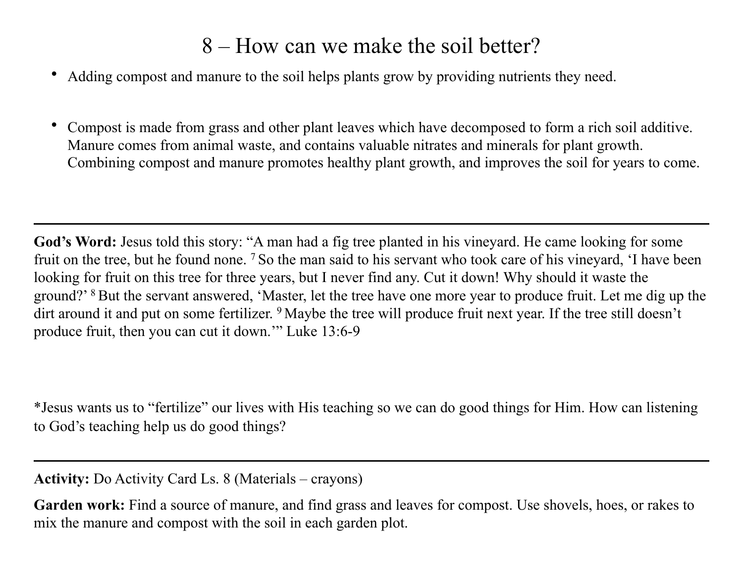# 8 – How can we make the soil better?

- Adding compost and manure to the soil helps plants grow by providing nutrients they need.

- Compost is made from grass and other plant leaves which have decomposed to form a rich soil additive. Manure comes from animal waste, and contains valuable nitrates and minerals for plant growth. Combining compost and manure promotes healthy plant growth, and improves the soil for years to come.

---

**God's Word:** Jesus told this story: "A man had a fig tree planted in his vineyard. He came looking for some fruit on the tree, but he found none. [7] So the man said to his servant who took care of his vineyard, 'I have been looking for fruit on this tree for three years, but I never find any. Cut it down! Why should it waste the ground?' [8] But the servant answered, 'Master, let the tree have one more year to produce fruit. Let me dig up the dirt around it and put on some fertilizer. [9] Maybe the tree will produce fruit next year. If the tree still doesn't produce fruit, then you can cut it down.'" Luke 13:6-9

*Jesus wants us to "fertilize" our lives with His teaching so we can do good things for Him. How can listening to God's teaching help us do good things?

---

**Activity:** Do Activity Card Ls. 8 (Materials – crayons)

**Garden work:** Find a source of manure, and find grass and leaves for compost. Use shovels, hoes, or rakes to mix the manure and compost with the soil in each garden plot.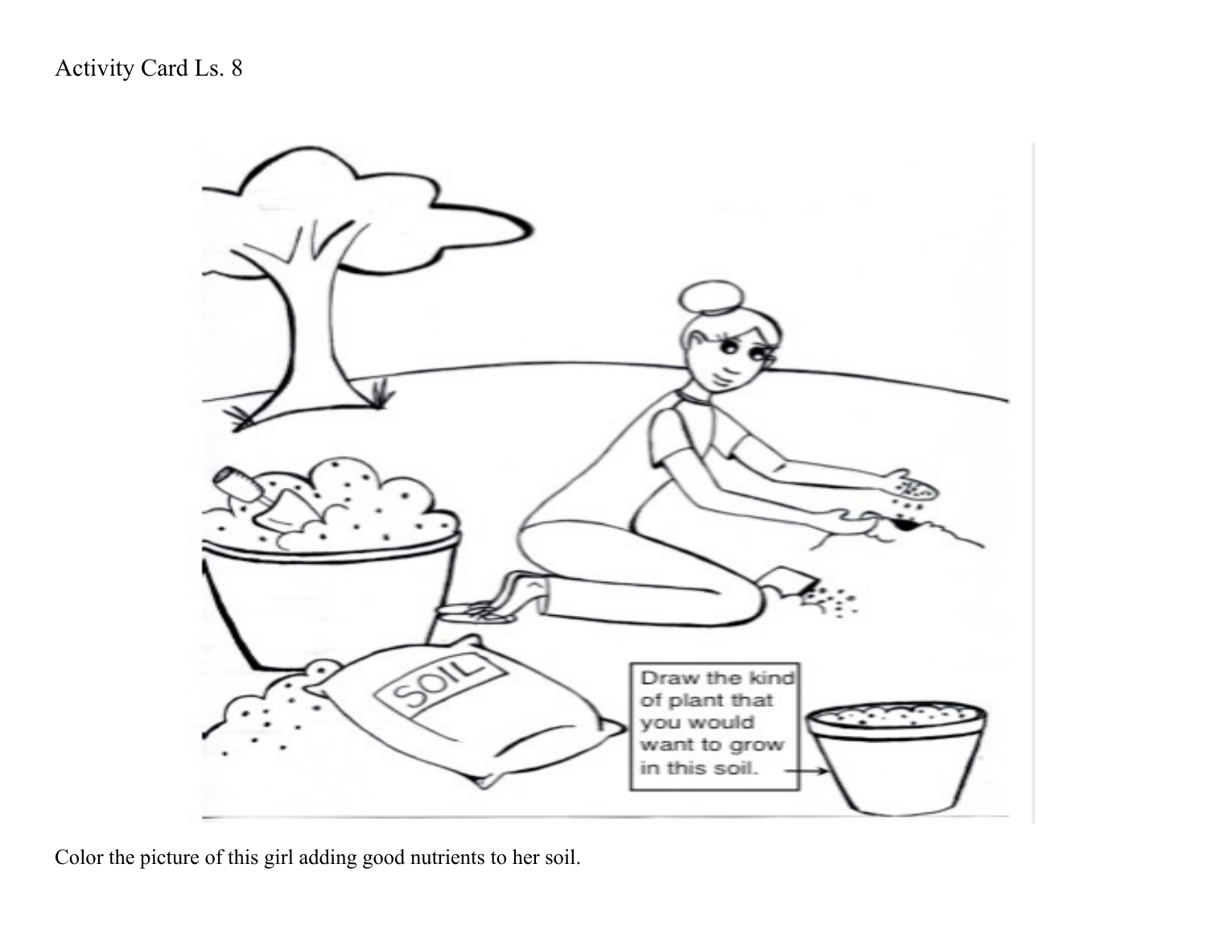Activity Card Ls. 8

Color the picture of this girl adding good nutrients to her soil.